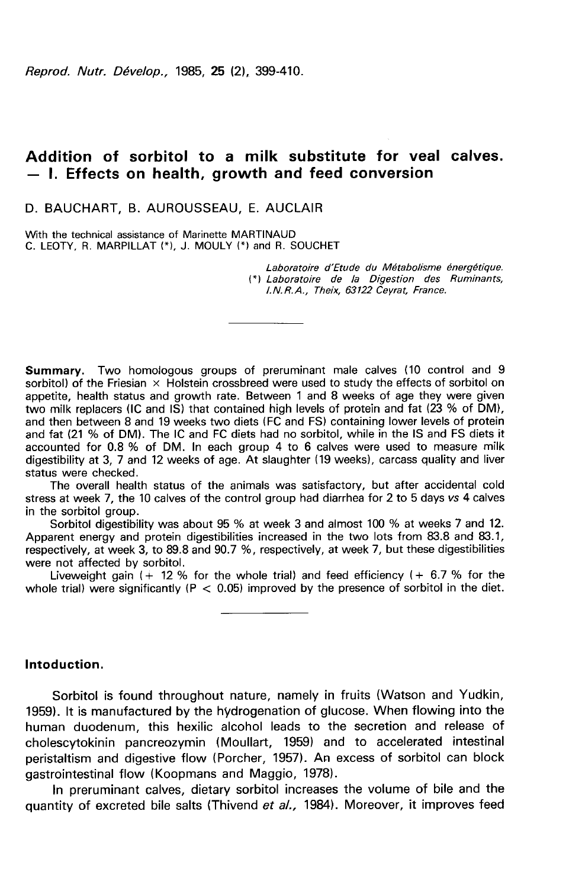# Addition of sorbitol to a milk substitute for veal calves. — I. Effects on health, growth and feed conversion

D. BAUCHART, B. AUROUSSEAU, E. AUCLAIR

With the technical assistance of Marinette MARTINAUD
C. LEOTY, R. MARPILLAT (*), J. MOULY (*) and R. SOUCHET

*Laboratoire d'Etude du Métabolisme énergétique.*
*(*) Laboratoire de la Digestion des Ruminants, I.N.R.A., Theix, 63122 Ceyrat, France.*

---

**Summary.** Two homologous groups of preruminant male calves (10 control and 9 sorbitol) of the Friesian × Holstein crossbreed were used to study the effects of sorbitol on appetite, health status and growth rate. Between 1 and 8 weeks of age they were given two milk replacers (IC and IS) that contained high levels of protein and fat (23 % of DM), and then between 8 and 19 weeks two diets (FC and FS) containing lower levels of protein and fat (21 % of DM). The IC and FC diets had no sorbitol, while in the IS and FS diets it accounted for 0.8 % of DM. In each group 4 to 6 calves were used to measure milk digestibility at 3, 7 and 12 weeks of age. At slaughter (19 weeks), carcass quality and liver status were checked.

The overall health status of the animals was satisfactory, but after accidental cold stress at week 7, the 10 calves of the control group had diarrhea for 2 to 5 days *vs* 4 calves in the sorbitol group.

Sorbitol digestibility was about 95 % at week 3 and almost 100 % at weeks 7 and 12. Apparent energy and protein digestibilities increased in the two lots from 83.8 and 83.1, respectively, at week 3, to 89.8 and 90.7 %, respectively, at week 7, but these digestibilities were not affected by sorbitol.

Liveweight gain (+ 12 % for the whole trial) and feed efficiency (+ 6.7 % for the whole trial) were significantly ($P < 0.05$) improved by the presence of sorbitol in the diet.

---

## Intoduction.

Sorbitol is found throughout nature, namely in fruits (Watson and Yudkin, 1959). It is manufactured by the hydrogenation of glucose. When flowing into the human duodenum, this hexilic alcohol leads to the secretion and release of cholescytokinin pancreozymin (Moullart, 1959) and to accelerated intestinal peristaltism and digestive flow (Porcher, 1957). An excess of sorbitol can block gastrointestinal flow (Koopmans and Maggio, 1978).

In preruminant calves, dietary sorbitol increases the volume of bile and the quantity of excreted bile salts (Thivend *et al.*, 1984). Moreover, it improves feed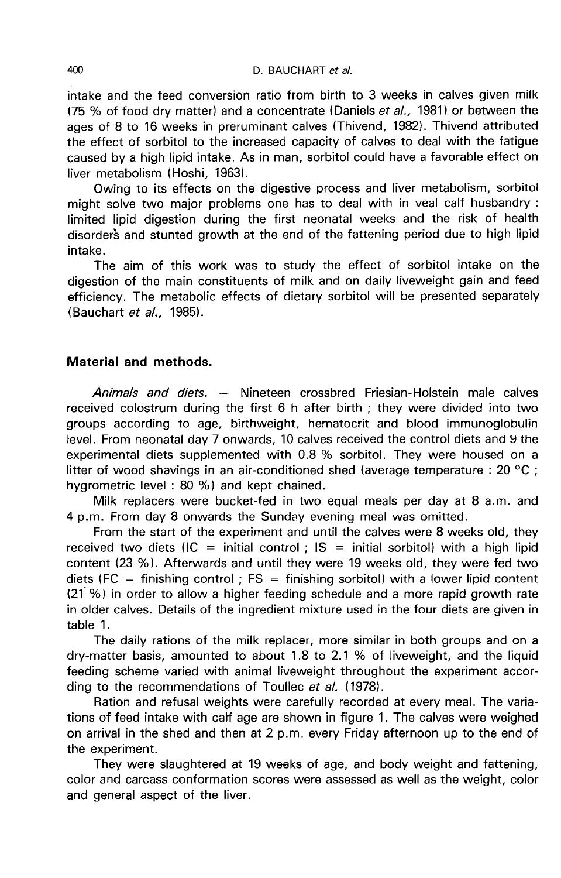intake and the feed conversion ratio from birth to 3 weeks in calves given milk (75 % of food dry matter) and a concentrate (Daniels *et al.,* 1981) or between the ages of 8 to 16 weeks in preruminant calves (Thivend, 1982). Thivend attributed the effect of sorbitol to the increased capacity of calves to deal with the fatigue caused by a high lipid intake. As in man, sorbitol could have a favorable effect on liver metabolism (Hoshi, 1963).

Owing to its effects on the digestive process and liver metabolism, sorbitol might solve two major problems one has to deal with in veal calf husbandry : limited lipid digestion during the first neonatal weeks and the risk of health disorders and stunted growth at the end of the fattening period due to high lipid intake.

The aim of this work was to study the effect of sorbitol intake on the digestion of the main constituents of milk and on daily liveweight gain and feed efficiency. The metabolic effects of dietary sorbitol will be presented separately (Bauchart *et al.,* 1985).

## Material and methods.

*Animals and diets.* — Nineteen crossbred Friesian-Holstein male calves received colostrum during the first 6 h after birth ; they were divided into two groups according to age, birthweight, hematocrit and blood immunoglobulin level. From neonatal day 7 onwards, 10 calves received the control diets and 9 the experimental diets supplemented with 0.8 % sorbitol. They were housed on a litter of wood shavings in an air-conditioned shed (average temperature : 20 °C ; hygrometric level : 80 %) and kept chained.

Milk replacers were bucket-fed in two equal meals per day at 8 a.m. and 4 p.m. From day 8 onwards the Sunday evening meal was omitted.

From the start of the experiment and until the calves were 8 weeks old, they received two diets (IC = initial control ; IS = initial sorbitol) with a high lipid content (23 %). Afterwards and until they were 19 weeks old, they were fed two diets (FC = finishing control ; FS = finishing sorbitol) with a lower lipid content (21 %) in order to allow a higher feeding schedule and a more rapid growth rate in older calves. Details of the ingredient mixture used in the four diets are given in table 1.

The daily rations of the milk replacer, more similar in both groups and on a dry-matter basis, amounted to about 1.8 to 2.1 % of liveweight, and the liquid feeding scheme varied with animal liveweight throughout the experiment according to the recommendations of Toullec *et al.* (1978).

Ration and refusal weights were carefully recorded at every meal. The variations of feed intake with calf age are shown in figure 1. The calves were weighed on arrival in the shed and then at 2 p.m. every Friday afternoon up to the end of the experiment.

They were slaughtered at 19 weeks of age, and body weight and fattening, color and carcass conformation scores were assessed as well as the weight, color and general aspect of the liver.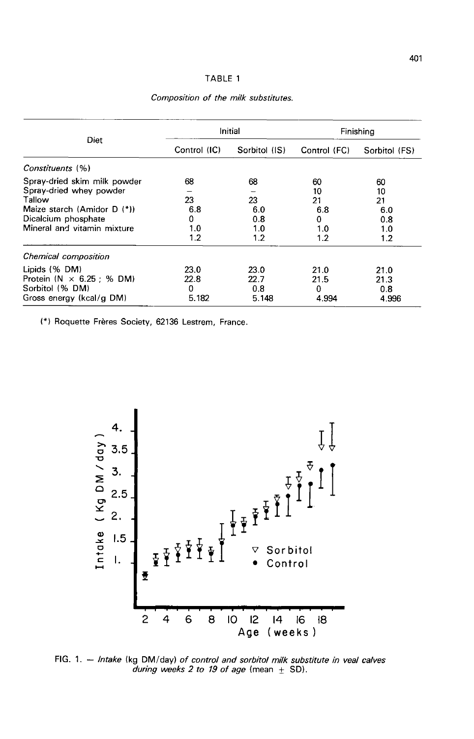TABLE 1

*Composition of the milk substitutes.*

| Diet | Initial | | Finishing | |
|---|---|---|---|---|
| | Control (IC) | Sorbitol (IS) | Control (FC) | Sorbitol (FS) |
| *Constituents (%)* | | | | |
| Spray-dried skim milk powder | 68 | 68 | 60 | 60 |
| Spray-dried whey powder | – | – | 10 | 10 |
| Tallow | 23 | 23 | 21 | 21 |
| Maize starch (Amidor D (*)) | 6.8 | 6.0 | 6.8 | 6.0 |
| Dicalcium phosphate | 0 | 0.8 | 0 | 0.8 |
| Mineral and vitamin mixture | 1.0 | 1.0 | 1.0 | 1.0 |
| | 1.2 | 1.2 | 1.2 | 1.2 |
| *Chemical composition* | | | | |
| Lipids (% DM) | 23.0 | 23.0 | 21.0 | 21.0 |
| Protein (N × 6.25 ; % DM) | 22.8 | 22.7 | 21.5 | 21.3 |
| Sorbitol (% DM) | 0 | 0.8 | 0 | 0.8 |
| Gross energy (kcal/g DM) | 5.182 | 5.148 | 4.994 | 4.996 |

(*) Roquette Frères Society, 62136 Lestrem, France.

FIG. 1. — *Intake* (kg DM/day) *of control and sorbitol milk substitute in veal calves during weeks 2 to 19 of age* (mean ± SD).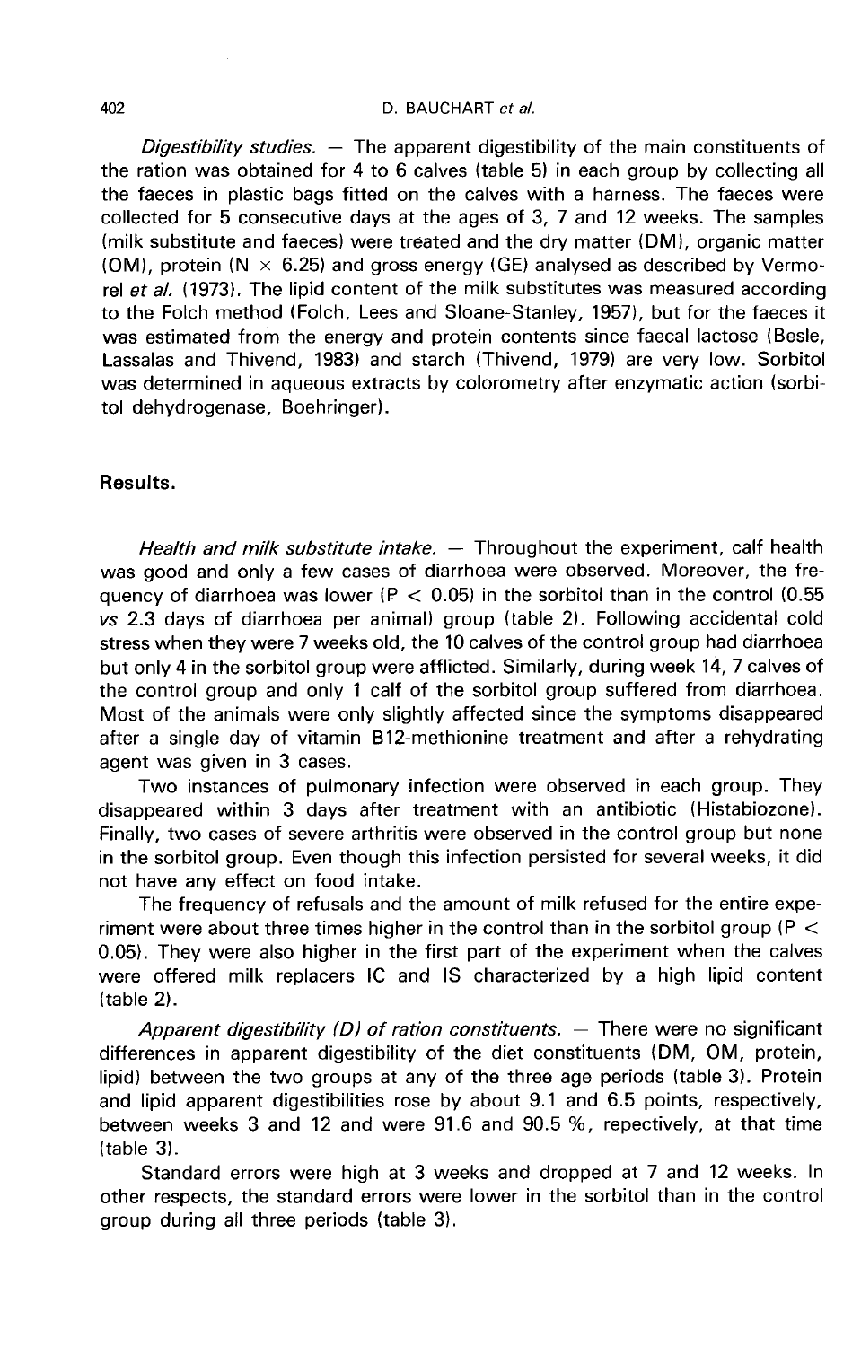*Digestibility studies.* — The apparent digestibility of the main constituents of the ration was obtained for 4 to 6 calves (table 5) in each group by collecting all the faeces in plastic bags fitted on the calves with a harness. The faeces were collected for 5 consecutive days at the ages of 3, 7 and 12 weeks. The samples (milk substitute and faeces) were treated and the dry matter (DM), organic matter (OM), protein (N $\times$ 6.25) and gross energy (GE) analysed as described by Vermorel *et al.* (1973). The lipid content of the milk substitutes was measured according to the Folch method (Folch, Lees and Sloane-Stanley, 1957), but for the faeces it was estimated from the energy and protein contents since faecal lactose (Besle, Lassalas and Thivend, 1983) and starch (Thivend, 1979) are very low. Sorbitol was determined in aqueous extracts by colorometry after enzymatic action (sorbitol dehydrogenase, Boehringer).

## Results.

*Health and milk substitute intake.* — Throughout the experiment, calf health was good and only a few cases of diarrhoea were observed. Moreover, the frequency of diarrhoea was lower ($P < 0.05$) in the sorbitol than in the control (0.55 *vs* 2.3 days of diarrhoea per animal) group (table 2). Following accidental cold stress when they were 7 weeks old, the 10 calves of the control group had diarrhoea but only 4 in the sorbitol group were afflicted. Similarly, during week 14, 7 calves of the control group and only 1 calf of the sorbitol group suffered from diarrhoea. Most of the animals were only slightly affected since the symptoms disappeared after a single day of vitamin B12-methionine treatment and after a rehydrating agent was given in 3 cases.

Two instances of pulmonary infection were observed in each group. They disappeared within 3 days after treatment with an antibiotic (Histabiozone). Finally, two cases of severe arthritis were observed in the control group but none in the sorbitol group. Even though this infection persisted for several weeks, it did not have any effect on food intake.

The frequency of refusals and the amount of milk refused for the entire experiment were about three times higher in the control than in the sorbitol group ($P < 0.05$). They were also higher in the first part of the experiment when the calves were offered milk replacers IC and IS characterized by a high lipid content (table 2).

*Apparent digestibility (D) of ration constituents.* — There were no significant differences in apparent digestibility of the diet constituents (DM, OM, protein, lipid) between the two groups at any of the three age periods (table 3). Protein and lipid apparent digestibilities rose by about 9.1 and 6.5 points, respectively, between weeks 3 and 12 and were 91.6 and 90.5 %, repectively, at that time (table 3).

Standard errors were high at 3 weeks and dropped at 7 and 12 weeks. In other respects, the standard errors were lower in the sorbitol than in the control group during all three periods (table 3).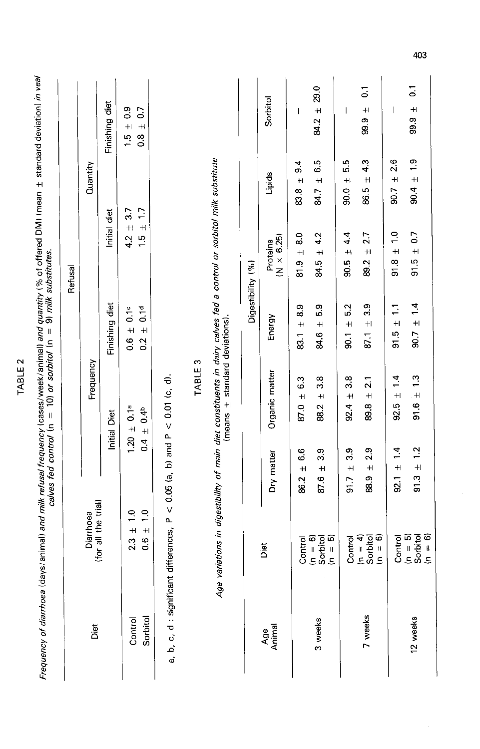TABLE 2

*Frequency of diarrhoea* (days/animal) *and milk refusal frequency* (cases/week/animal) *and quantity* (% of offered DM) (mean ± standard deviation) *in veal calves fed control* (n = 10) *or sorbitol* (n = 9) *milk substitutes.*

| Diet | Diarrhoea (for all the trial) | Refusal | | | |
|---|---|---|---|---|---|
| | | Frequency | | Quantity | |
| | | Initial Diet | Finishing diet | Initial diet | Finishing diet |
| Control | 2.3 ± 1.0 | 1.20 ± 0.1[a] | 0.6 ± 0.1[c] | 4.2 ± 3.7 | 1.5 ± 0.9 |
| Sorbitol | 0.6 ± 1.0 | 0.4 ± 0.4[b] | 0.2 ± 0.1[d] | 1.5 ± 1.7 | 0.8 ± 0.7 |

a, b, c, d : significant differences, $P < 0.05$ (a, b) and $P < 0.01$ (c, d).

TABLE 3

*Age variations in digestibility of main diet constituents in dairy calves fed a control or sorbitol milk substitute* (means ± standard deviations).

| Age Animal | Diet | Digestibility (%) | | | | | |
|---|---|---|---|---|---|---|---|
| | | Dry matter | Organic matter | Energy | Proteins (N × 6.25) | Lipids | Sorbitol |
| 3 weeks | Control (n = 6) | 86.2 ± 6.6 | 87.0 ± 6.3 | 83.1 ± 8.9 | 81.9 ± 8.0 | 83.8 ± 9.4 | — |
| | Sorbitol (n = 5) | 87.6 ± 3.9 | 88.2 ± 3.8 | 84.6 ± 5.9 | 84.5 ± 4.2 | 84.7 ± 6.5 | 84.2 ± 29.0 |
| 7 weeks | Control (n = 4) | 91.7 ± 3.9 | 92.4 ± 3.8 | 90.1 ± 5.2 | 90.5 ± 4.4 | 90.0 ± 5.5 | — |
| | Sorbitol (n = 6) | 88.9 ± 2.9 | 89.8 ± 2.1 | 87.1 ± 3.9 | 89.2 ± 2.7 | 86.5 ± 4.3 | 99.9 ± 0.1 |
| 12 weeks | Control (n = 5) | 92.1 ± 1.4 | 92.5 ± 1.4 | 91.5 ± 1.1 | 91.8 ± 1.0 | 90.7 ± 2.6 | — |
| | Sorbitol (n = 6) | 91.3 ± 1.2 | 91.6 ± 1.3 | 90.7 ± 1.4 | 91.5 ± 0.7 | 90.4 ± 1.9 | 99.9 ± 0.1 |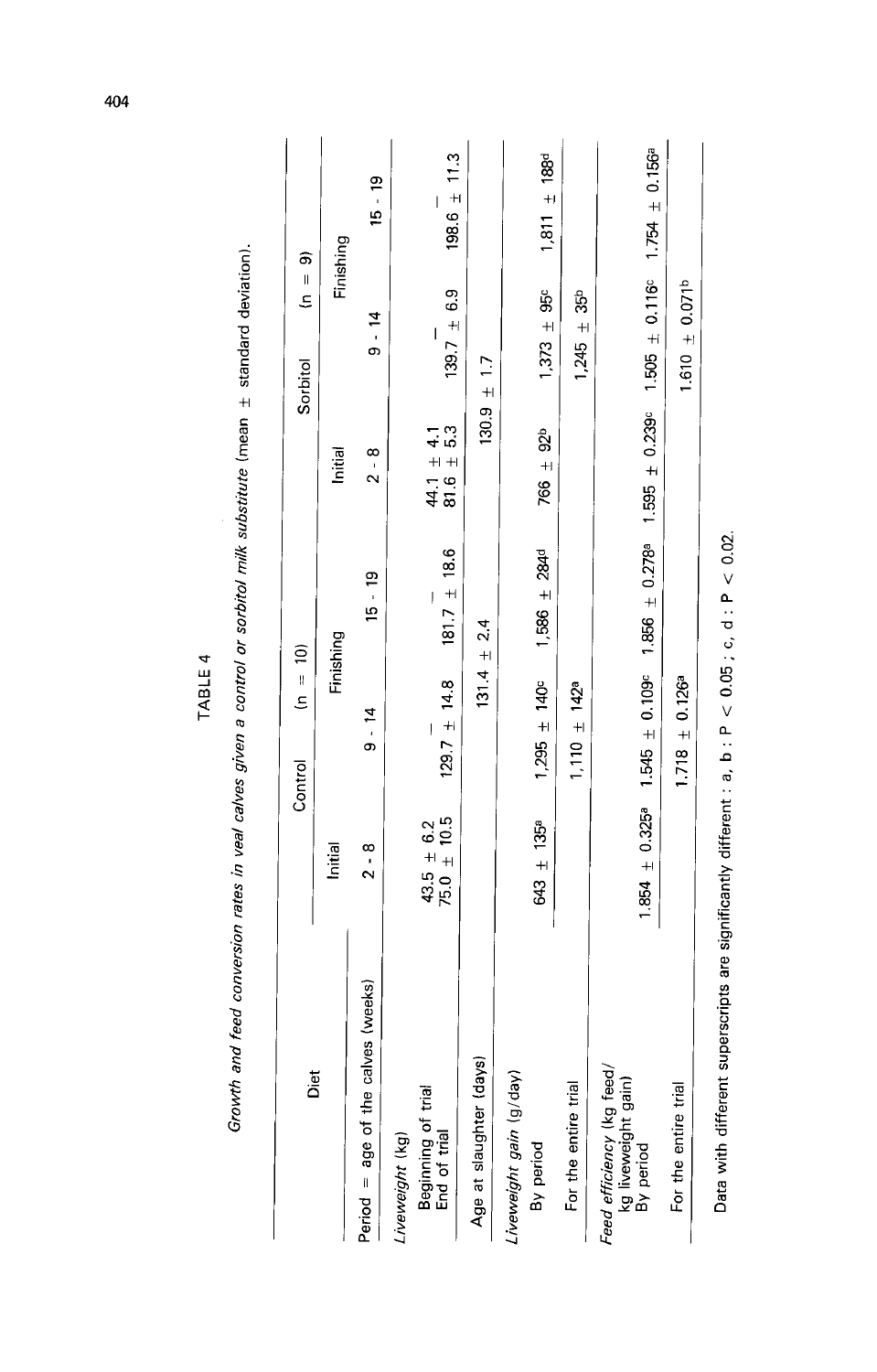TABLE 4

*Growth and feed conversion rates in veal calves given a control or sorbitol milk substitute* (mean ± standard deviation).

| Diet | Control (n = 10) | | | Sorbitol (n = 9) | | |
|---|---|---|---|---|---|---|
| | Initial | Finishing | | Initial | Finishing | |
| Period = age of the calves (weeks) | 2 - 8 | 9 - 14 | 15 - 19 | 2 - 8 | 9 - 14 | 15 - 19 |
| *Liveweight* (kg) | | | | | | |
| Beginning of trial | 43.5 ± 6.2 | – | – | 44.1 ± 4.1 | – | – |
| End of trial | 75.0 ± 10.5 | 129.7 ± 14.8 | 181.7 ± 18.6 | 81.6 ± 5.3 | 139.7 ± 6.9 | 198.6 ± 11.3 |
| Age at slaughter (days) | | 131.4 ± 2.4 | | | 130.9 ± 1.7 | |
| *Liveweight gain* (g/day) | | | | | | |
| By period | 643 ± 135[a] | 1,295 ± 140[c] | 1,586 ± 284[d] | 766 ± 92[b] | 1,373 ± 95[c] | 1,811 ± 188[d] |
| For the entire trial | | 1,110 ± 142[a] | | | 1,245 ± 35[b] | |
| *Feed efficiency* (kg feed/kg liveweight gain) | | | | | | |
| By period | 1.854 ± 0.325[a] | 1.545 ± 0.109[c] | 1.856 ± 0.278[a] | 1.595 ± 0.239[c] | 1.505 ± 0.116[c] | 1.754 ± 0.156[a] |
| For the entire trial | | 1.718 ± 0.126[a] | | | 1.610 ± 0.071[b] | |

Data with different superscripts are significantly different : a, b : $P < 0.05$ ; c, d : $P < 0.02$.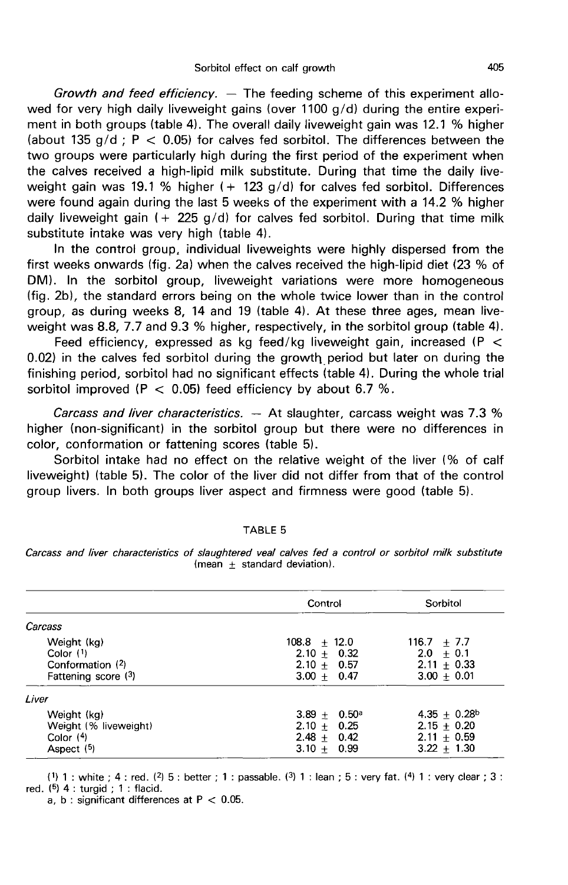*Growth and feed efficiency.* — The feeding scheme of this experiment allowed for very high daily liveweight gains (over 1100 g/d) during the entire experiment in both groups (table 4). The overall daily liveweight gain was 12.1 % higher (about 135 g/d ; $P < 0.05$) for calves fed sorbitol. The differences between the two groups were particularly high during the first period of the experiment when the calves received a high-lipid milk substitute. During that time the daily liveweight gain was 19.1 % higher (+ 123 g/d) for calves fed sorbitol. Differences were found again during the last 5 weeks of the experiment with a 14.2 % higher daily liveweight gain (+ 225 g/d) for calves fed sorbitol. During that time milk substitute intake was very high (table 4).

In the control group, individual liveweights were highly dispersed from the first weeks onwards (fig. 2a) when the calves received the high-lipid diet (23 % of DM). In the sorbitol group, liveweight variations were more homogeneous (fig. 2b), the standard errors being on the whole twice lower than in the control group, as during weeks 8, 14 and 19 (table 4). At these three ages, mean liveweight was 8.8, 7.7 and 9.3 % higher, respectively, in the sorbitol group (table 4).

Feed efficiency, expressed as kg feed/kg liveweight gain, increased ($P < 0.02$) in the calves fed sorbitol during the growth period but later on during the finishing period, sorbitol had no significant effects (table 4). During the whole trial sorbitol improved ($P < 0.05$) feed efficiency by about 6.7 %.

*Carcass and liver characteristics.* — At slaughter, carcass weight was 7.3 % higher (non-significant) in the sorbitol group but there were no differences in color, conformation or fattening scores (table 5).

Sorbitol intake had no effect on the relative weight of the liver (% of calf liveweight) (table 5). The color of the liver did not differ from that of the control group livers. In both groups liver aspect and firmness were good (table 5).

TABLE 5

*Carcass and liver characteristics of slaughtered veal calves fed a control or sorbitol milk substitute (mean ± standard deviation).*

| | Control | Sorbitol |
|---|---|---|
| *Carcass* | | |
| Weight (kg) | 108.8 ± 12.0 | 116.7 ± 7.7 |
| Color (1) | 2.10 ± 0.32 | 2.0 ± 0.1 |
| Conformation (2) | 2.10 ± 0.57 | 2.11 ± 0.33 |
| Fattening score (3) | 3.00 ± 0.47 | 3.00 ± 0.01 |
| *Liver* | | |
| Weight (kg) | 3.89 ± 0.50[a] | 4.35 ± 0.28[b] |
| Weight (% liveweight) | 2.10 ± 0.25 | 2.15 ± 0.20 |
| Color (4) | 2.48 ± 0.42 | 2.11 ± 0.59 |
| Aspect (5) | 3.10 ± 0.99 | 3.22 ± 1.30 |

(1) 1 : white ; 4 : red. (2) 5 : better ; 1 : passable. (3) 1 : lean ; 5 : very fat. (4) 1 : very clear ; 3 : red. (5) 4 : turgid ; 1 : flacid.

a, b : significant differences at $P < 0.05$.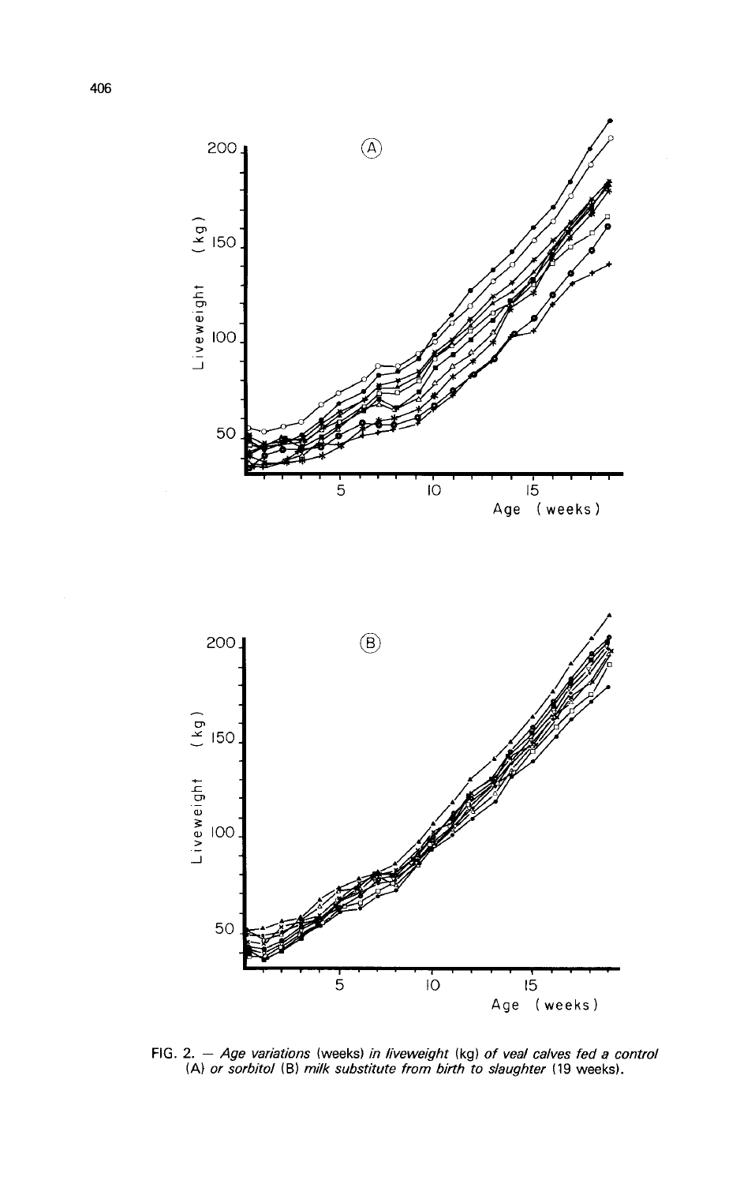FIG. 2. — *Age variations* (weeks) *in liveweight* (kg) *of veal calves fed a control* (A) *or sorbitol* (B) *milk substitute from birth to slaughter* (19 weeks).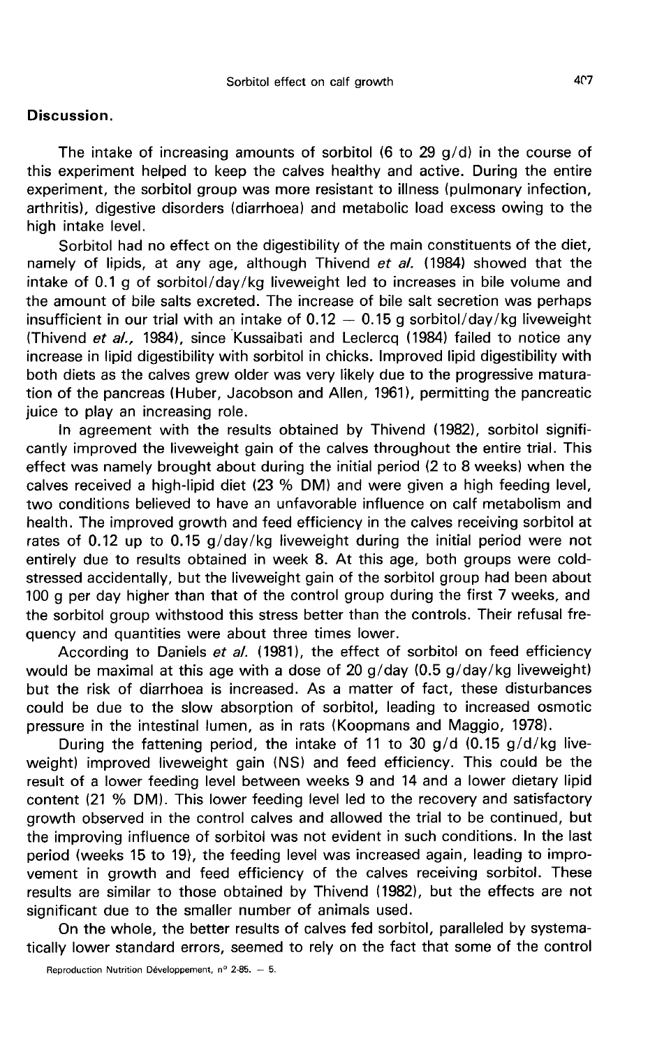## Discussion.

The intake of increasing amounts of sorbitol (6 to 29 g/d) in the course of this experiment helped to keep the calves healthy and active. During the entire experiment, the sorbitol group was more resistant to illness (pulmonary infection, arthritis), digestive disorders (diarrhoea) and metabolic load excess owing to the high intake level.

Sorbitol had no effect on the digestibility of the main constituents of the diet, namely of lipids, at any age, although Thivend *et al.* (1984) showed that the intake of 0.1 g of sorbitol/day/kg liveweight led to increases in bile volume and the amount of bile salts excreted. The increase of bile salt secretion was perhaps insufficient in our trial with an intake of 0.12 — 0.15 g sorbitol/day/kg liveweight (Thivend *et al.*, 1984), since Kussaibati and Leclercq (1984) failed to notice any increase in lipid digestibility with sorbitol in chicks. Improved lipid digestibility with both diets as the calves grew older was very likely due to the progressive maturation of the pancreas (Huber, Jacobson and Allen, 1961), permitting the pancreatic juice to play an increasing role.

In agreement with the results obtained by Thivend (1982), sorbitol significantly improved the liveweight gain of the calves throughout the entire trial. This effect was namely brought about during the initial period (2 to 8 weeks) when the calves received a high-lipid diet (23 % DM) and were given a high feeding level, two conditions believed to have an unfavorable influence on calf metabolism and health. The improved growth and feed efficiency in the calves receiving sorbitol at rates of 0.12 up to 0.15 g/day/kg liveweight during the initial period were not entirely due to results obtained in week 8. At this age, both groups were cold-stressed accidentally, but the liveweight gain of the sorbitol group had been about 100 g per day higher than that of the control group during the first 7 weeks, and the sorbitol group withstood this stress better than the controls. Their refusal frequency and quantities were about three times lower.

According to Daniels *et al.* (1981), the effect of sorbitol on feed efficiency would be maximal at this age with a dose of 20 g/day (0.5 g/day/kg liveweight) but the risk of diarrhoea is increased. As a matter of fact, these disturbances could be due to the slow absorption of sorbitol, leading to increased osmotic pressure in the intestinal lumen, as in rats (Koopmans and Maggio, 1978).

During the fattening period, the intake of 11 to 30 g/d (0.15 g/d/kg liveweight) improved liveweight gain (NS) and feed efficiency. This could be the result of a lower feeding level between weeks 9 and 14 and a lower dietary lipid content (21 % DM). This lower feeding level led to the recovery and satisfactory growth observed in the control calves and allowed the trial to be continued, but the improving influence of sorbitol was not evident in such conditions. In the last period (weeks 15 to 19), the feeding level was increased again, leading to improvement in growth and feed efficiency of the calves receiving sorbitol. These results are similar to those obtained by Thivend (1982), but the effects are not significant due to the smaller number of animals used.

On the whole, the better results of calves fed sorbitol, paralleled by systematically lower standard errors, seemed to rely on the fact that some of the control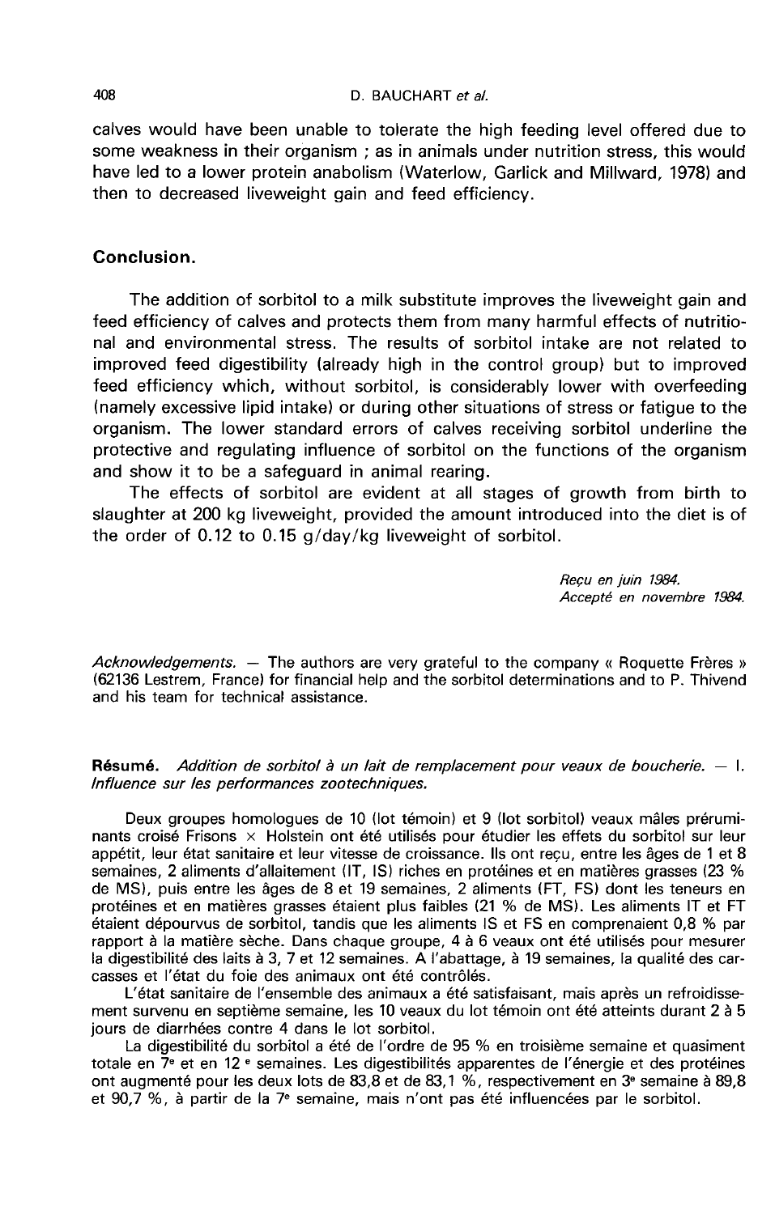calves would have been unable to tolerate the high feeding level offered due to some weakness in their organism ; as in animals under nutrition stress, this would have led to a lower protein anabolism (Waterlow, Garlick and Millward, 1978) and then to decreased liveweight gain and feed efficiency.

## Conclusion.

The addition of sorbitol to a milk substitute improves the liveweight gain and feed efficiency of calves and protects them from many harmful effects of nutritional and environmental stress. The results of sorbitol intake are not related to improved feed digestibility (already high in the control group) but to improved feed efficiency which, without sorbitol, is considerably lower with overfeeding (namely excessive lipid intake) or during other situations of stress or fatigue to the organism. The lower standard errors of calves receiving sorbitol underline the protective and regulating influence of sorbitol on the functions of the organism and show it to be a safeguard in animal rearing.

The effects of sorbitol are evident at all stages of growth from birth to slaughter at 200 kg liveweight, provided the amount introduced into the diet is of the order of 0.12 to 0.15 g/day/kg liveweight of sorbitol.

*Reçu en juin 1984.*
*Accepté en novembre 1984.*

*Acknowledgements.* — The authors are very grateful to the company « Roquette Frères » (62136 Lestrem, France) for financial help and the sorbitol determinations and to P. Thivend and his team for technical assistance.

**Résumé.** *Addition de sorbitol à un lait de remplacement pour veaux de boucherie. — I. Influence sur les performances zootechniques.*

Deux groupes homologues de 10 (lot témoin) et 9 (lot sorbitol) veaux mâles préruminants croisé Frisons × Holstein ont été utilisés pour étudier les effets du sorbitol sur leur appétit, leur état sanitaire et leur vitesse de croissance. Ils ont reçu, entre les âges de 1 et 8 semaines, 2 aliments d'allaitement (IT, IS) riches en protéines et en matières grasses (23 % de MS), puis entre les âges de 8 et 19 semaines, 2 aliments (FT, FS) dont les teneurs en protéines et en matières grasses étaient plus faibles (21 % de MS). Les aliments IT et FT étaient dépourvus de sorbitol, tandis que les aliments IS et FS en comprenaient 0,8 % par rapport à la matière sèche. Dans chaque groupe, 4 à 6 veaux ont été utilisés pour mesurer la digestibilité des laits à 3, 7 et 12 semaines. A l'abattage, à 19 semaines, la qualité des carcasses et l'état du foie des animaux ont été contrôlés.

L'état sanitaire de l'ensemble des animaux a été satisfaisant, mais après un refroidissement survenu en septième semaine, les 10 veaux du lot témoin ont été atteints durant 2 à 5 jours de diarrhées contre 4 dans le lot sorbitol.

La digestibilité du sorbitol a été de l'ordre de 95 % en troisième semaine et quasiment totale en 7[e] et en 12[e] semaines. Les digestibilités apparentes de l'énergie et des protéines ont augmenté pour les deux lots de 83,8 et de 83,1 %, respectivement en 3[e] semaine à 89,8 et 90,7 %, à partir de la 7[e] semaine, mais n'ont pas été influencées par le sorbitol.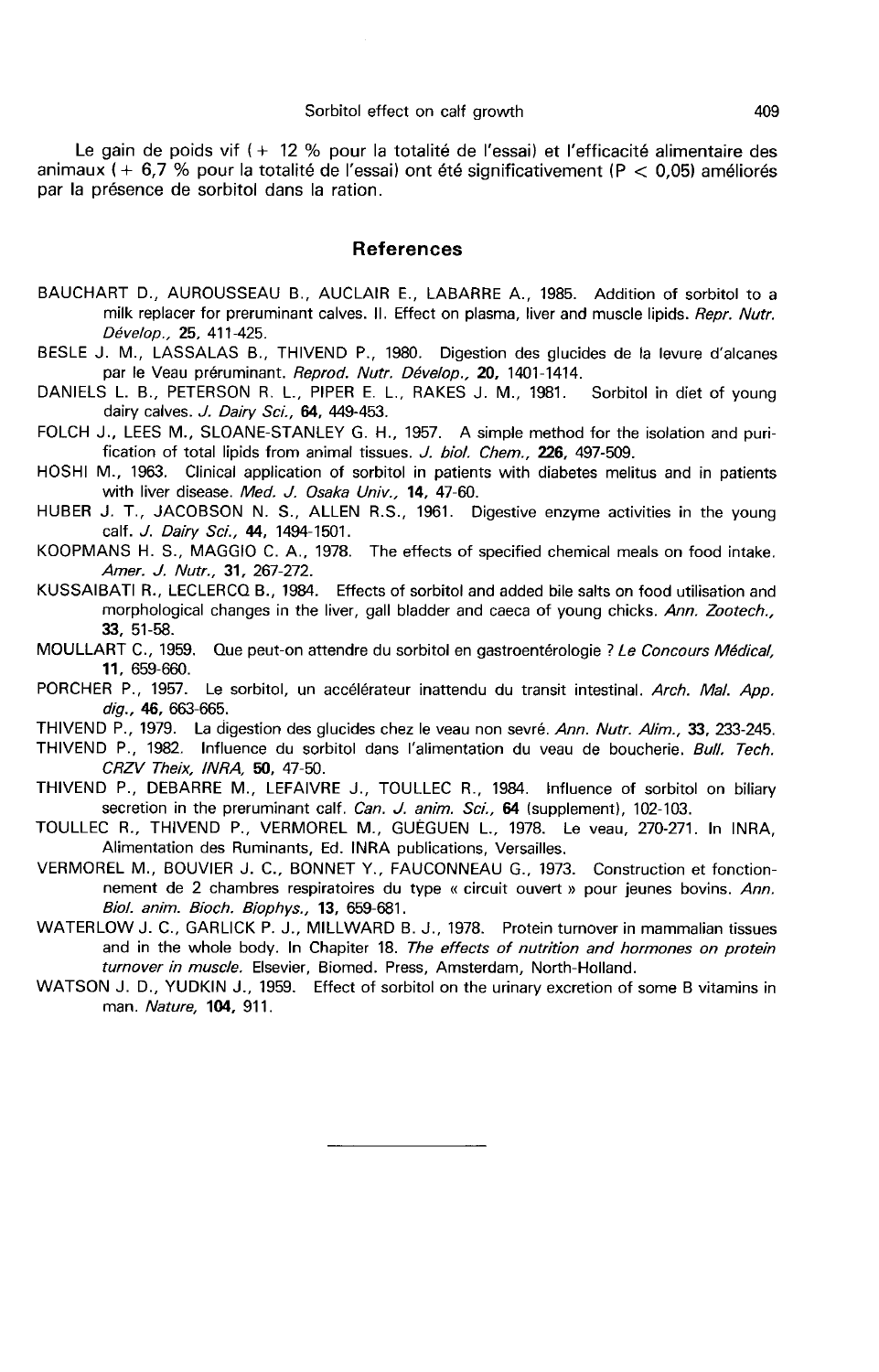Le gain de poids vif (+ 12 % pour la totalité de l'essai) et l'efficacité alimentaire des animaux (+ 6,7 % pour la totalité de l'essai) ont été significativement ($P < 0,05$) améliorés par la présence de sorbitol dans la ration.

## References

BAUCHART D., AUROUSSEAU B., AUCLAIR E., LABARRE A., 1985. Addition of sorbitol to a milk replacer for preruminant calves. II. Effect on plasma, liver and muscle lipids. *Repr. Nutr. Dévelop.*, **25**, 411-425.

BESLE J. M., LASSALAS B., THIVEND P., 1980. Digestion des glucides de la levure d'alcanes par le Veau préruminant. *Reprod. Nutr. Dévelop.*, **20**, 1401-1414.

DANIELS L. B., PETERSON R. L., PIPER E. L., RAKES J. M., 1981. Sorbitol in diet of young dairy calves. *J. Dairy Sci.*, **64**, 449-453.

FOLCH J., LEES M., SLOANE-STANLEY G. H., 1957. A simple method for the isolation and purification of total lipids from animal tissues. *J. biol. Chem.*, **226**, 497-509.

HOSHI M., 1963. Clinical application of sorbitol in patients with diabetes melitus and in patients with liver disease. *Med. J. Osaka Univ.*, **14**, 47-60.

HUBER J. T., JACOBSON N. S., ALLEN R.S., 1961. Digestive enzyme activities in the young calf. *J. Dairy Sci.*, **44**, 1494-1501.

KOOPMANS H. S., MAGGIO C. A., 1978. The effects of specified chemical meals on food intake. *Amer. J. Nutr.*, **31**, 267-272.

KUSSAIBATI R., LECLERCQ B., 1984. Effects of sorbitol and added bile salts on food utilisation and morphological changes in the liver, gall bladder and caeca of young chicks. *Ann. Zootech.*, **33**, 51-58.

MOULLART C., 1959. Que peut-on attendre du sorbitol en gastroentérologie ? *Le Concours Médical*, **11**, 659-660.

PORCHER P., 1957. Le sorbitol, un accélérateur inattendu du transit intestinal. *Arch. Mal. App. dig.*, **46**, 663-665.

THIVEND P., 1979. La digestion des glucides chez le veau non sevré. *Ann. Nutr. Alim.*, **33**, 233-245.

THIVEND P., 1982. Influence du sorbitol dans l'alimentation du veau de boucherie. *Bull. Tech. CRZV Theix, INRA*, **50**, 47-50.

THIVEND P., DEBARRE M., LEFAIVRE J., TOULLEC R., 1984. Influence of sorbitol on biliary secretion in the preruminant calf. *Can. J. anim. Sci.*, **64** (supplement), 102-103.

TOULLEC R., THIVEND P., VERMOREL M., GUÉGUEN L., 1978. Le veau, 270-271. In INRA, Alimentation des Ruminants, Ed. INRA publications, Versailles.

VERMOREL M., BOUVIER J. C., BONNET Y., FAUCONNEAU G., 1973. Construction et fonctionnement de 2 chambres respiratoires du type « circuit ouvert » pour jeunes bovins. *Ann. Biol. anim. Bioch. Biophys.*, **13**, 659-681.

WATERLOW J. C., GARLICK P. J., MILLWARD B. J., 1978. Protein turnover in mammalian tissues and in the whole body. In Chapiter 18. *The effects of nutrition and hormones on protein turnover in muscle.* Elsevier, Biomed. Press, Amsterdam, North-Holland.

WATSON J. D., YUDKIN J., 1959. Effect of sorbitol on the urinary excretion of some B vitamins in man. *Nature*, **104**, 911.